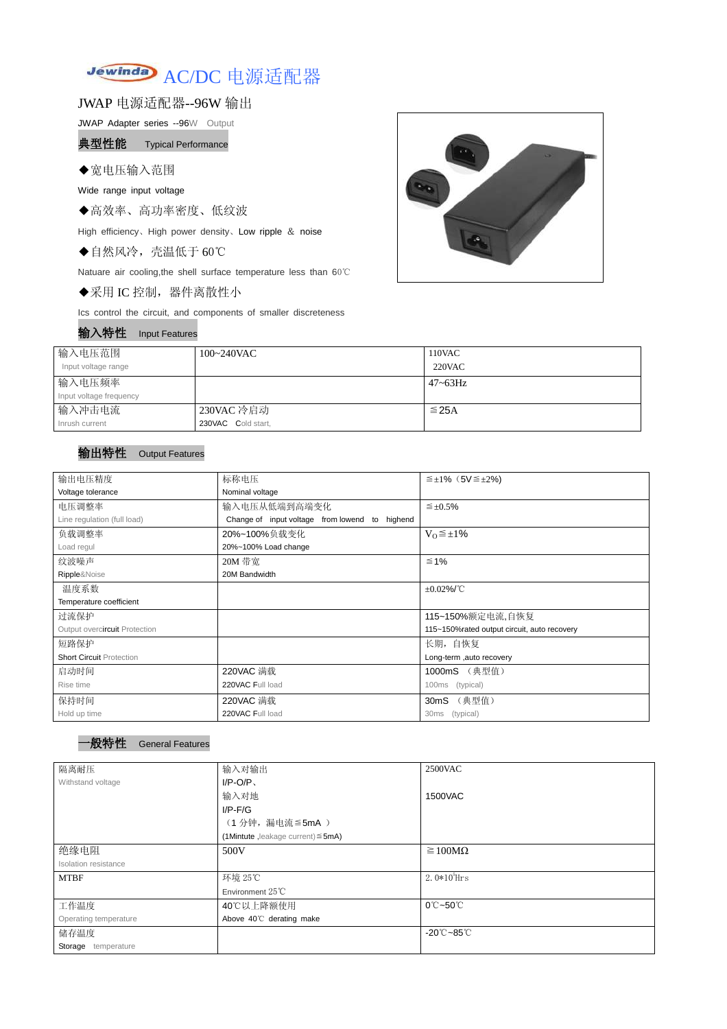# Jewinda AC/DC 电源适配器

## JWAP 电源适配器--96W 输出

JWAP Adapter series --96W Output

### 典型性能 Typical Performance

◆宽电压输入范围

Wide range input voltage

◆高效率、高功率密度、低纹波

High efficiency、High power density、Low ripple ＆ noise

◆自然风冷，壳温低于 60℃

Natuare air cooling,the shell surface temperature less than 60℃

◆采用 IC 控制，器件离散性小

Ics control the circuit, and components of smaller discreteness

### 输入特性 Input Features

| 输入电压范围<br>Input voltage range | 100~240VAC | 110VAC<br>220VAC |
|---|---|---|
| 输入电压频率<br>Input voltage frequency | | 47~63Hz |
| 输入冲击电流<br>Inrush current | 230VAC 冷启动<br>230VAC Cold start, | ≦25A |

### 输出特性 Output Features

| 输出电压精度<br>Voltage tolerance | 标称电压<br>Nominal voltage | ≦±1%（5V≦±2%) |
|---|---|---|
| 电压调整率<br>Line regulation (full load) | 输入电压从低端到高端变化<br>Change of input voltage from lowend to highend | ≦±0.5% |
| 负载调整率<br>Load regul | 20%~100%负载变化<br>20%~100% Load change | $V_O$≦±1% |
| 纹波噪声<br>Ripple&Noise | 20M 带宽<br>20M Bandwidth | ≦1% |
| 温度系数<br>Temperature coefficient | | ±0.02%/℃ |
| 过流保护<br>Output overcircuit Protection | | 115~150%额定电流,自恢复<br>115~150%rated output circuit, auto recovery |
| 短路保护<br>Short Circuit Protection | | 长期，自恢复<br>Long-term ,auto recovery |
| 启动时间<br>Rise time | 220VAC 满载<br>220VAC Full load | 1000mS （典型值）<br>100ms (typical) |
| 保持时间<br>Hold up time | 220VAC 满载<br>220VAC Full load | 30mS （典型值）<br>30ms (typical) |

### 一般特性 General Features

| 隔离耐压<br>Withstand voltage | 输入对输出<br>I/P-O/P、<br>输入对地<br>I/P-F/G<br>（1 分钟，漏电流≦5mA ）<br>(1Mintute ,leakage current)≦5mA) | 2500VAC<br><br>1500VAC |
|---|---|---|
| 绝缘电阻<br>Isolation resistance | 500V | ≧100MΩ |
| MTBF | 环境 25℃<br>Environment 25℃ | 2. $0*10^5$Hrs |
| 工作温度<br>Operating temperature | 40℃以上降额使用<br>Above 40℃ derating make | 0℃~50℃ |
| 储存温度<br>Storage temperature | | -20℃~85℃ |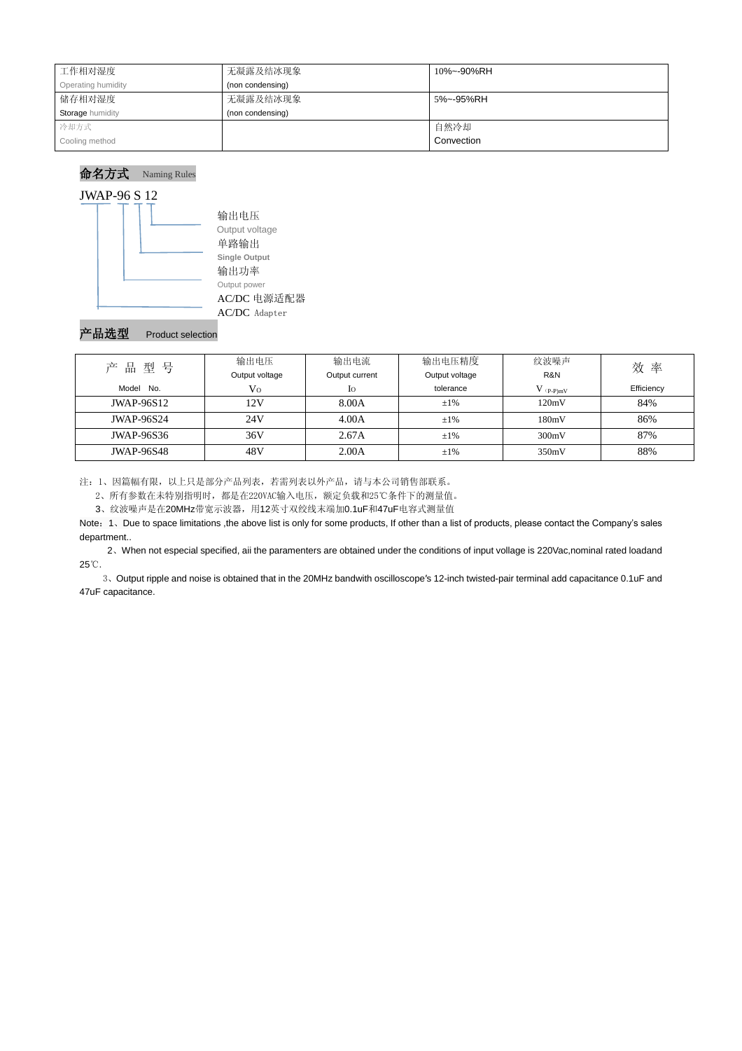| | | |
|---|---|---|
| 工作相对湿度 Operating humidity | 无凝露及结冰现象 (non condensing) | 10%~-90%RH |
| 储存相对湿度 Storage humidity | 无凝露及结冰现象 (non condensing) | 5%~-95%RH |
| 冷却方式 Cooling method | | 自然冷却 Convection |

## 命名方式 Naming Rules

JWAP-96 S 12

- 12：输出电压 Output voltage
- S：单路输出 Single Output
- 96：输出功率 Output power
- JWAP：AC/DC 电源适配器 AC/DC Adapter

## 产品选型 Product selection

| 产品型号 Model No. | 输出电压 Output voltage Vo | 输出电流 Output current Io | 输出电压精度 Output voltage tolerance | 纹波噪声 R&N V (P-P)mV | 效率 Efficiency |
|---|---|---|---|---|---|
| JWAP-96S12 | 12V | 8.00A | ±1% | 120mV | 84% |
| JWAP-96S24 | 24V | 4.00A | ±1% | 180mV | 86% |
| JWAP-96S36 | 36V | 2.67A | ±1% | 300mV | 87% |
| JWAP-96S48 | 48V | 2.00A | ±1% | 350mV | 88% |

注：1、因篇幅有限，以上只是部分产品列表，若需列表以外产品，请与本公司销售部联系。
2、所有参数在未特别指明时，都是在220VAC输入电压，额定负载和25℃条件下的测量值。
3、纹波噪声是在20MHz带宽示波器，用12英寸双绞线末端加0.1uF和47uF电容式测量值

Note：1、Due to space limitations ,the above list is only for some products, If other than a list of products, please contact the Company's sales department..

2、When not especial specified, aii the paramenters are obtained under the conditions of input vollage is 220Vac,nominal rated loadand 25℃.

3、Output ripple and noise is obtained that in the 20MHz bandwith oscilloscope's 12-inch twisted-pair terminal add capacitance 0.1uF and 47uF capacitance.